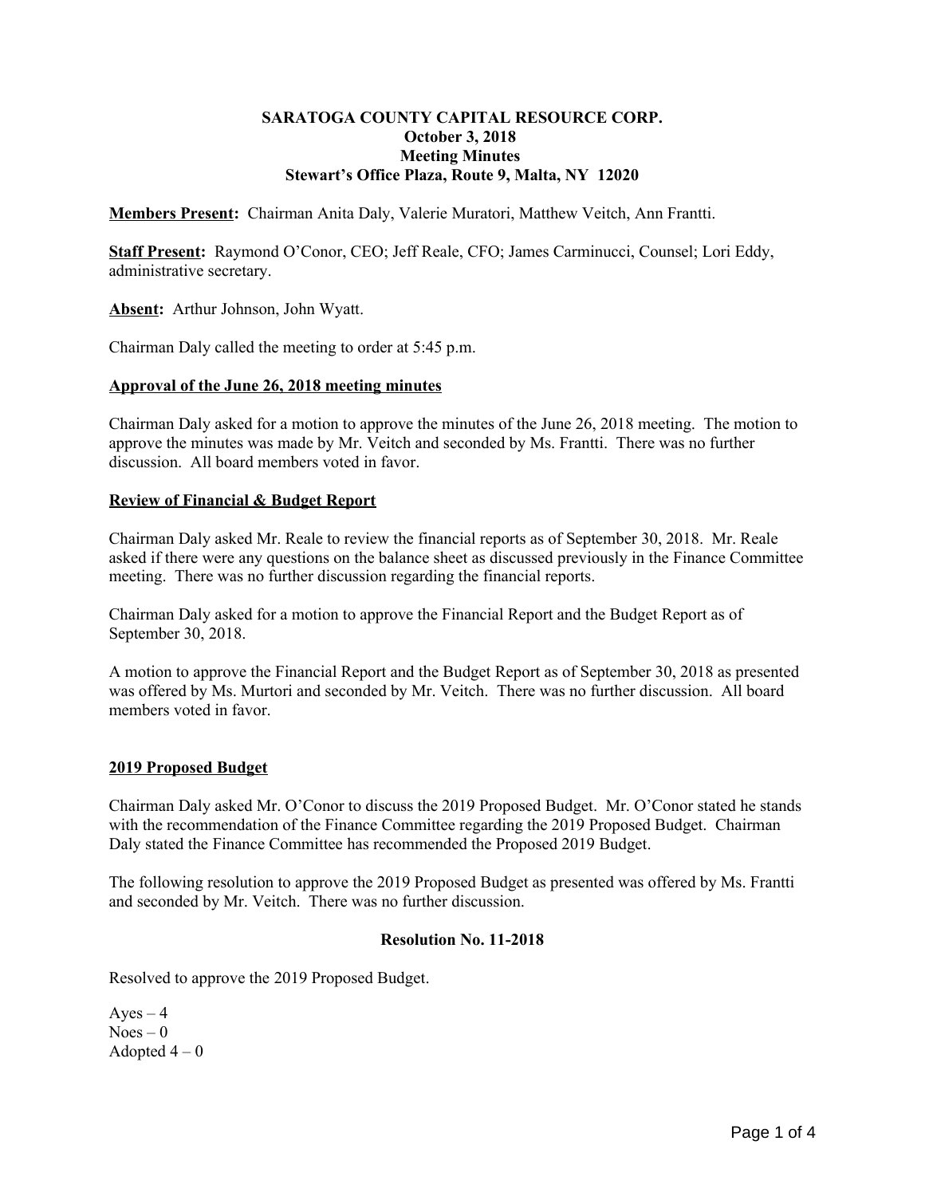**SARATOGA COUNTY CAPITAL RESOURCE CORP.**
**October 3, 2018**
**Meeting Minutes**
**Stewart's Office Plaza, Route 9, Malta, NY 12020**

**Members Present:** Chairman Anita Daly, Valerie Muratori, Matthew Veitch, Ann Frantti.

**Staff Present:** Raymond O'Conor, CEO; Jeff Reale, CFO; James Carminucci, Counsel; Lori Eddy, administrative secretary.

**Absent:** Arthur Johnson, John Wyatt.

Chairman Daly called the meeting to order at 5:45 p.m.

**Approval of the June 26, 2018 meeting minutes**

Chairman Daly asked for a motion to approve the minutes of the June 26, 2018 meeting. The motion to approve the minutes was made by Mr. Veitch and seconded by Ms. Frantti. There was no further discussion. All board members voted in favor.

**Review of Financial & Budget Report**

Chairman Daly asked Mr. Reale to review the financial reports as of September 30, 2018. Mr. Reale asked if there were any questions on the balance sheet as discussed previously in the Finance Committee meeting. There was no further discussion regarding the financial reports.

Chairman Daly asked for a motion to approve the Financial Report and the Budget Report as of September 30, 2018.

A motion to approve the Financial Report and the Budget Report as of September 30, 2018 as presented was offered by Ms. Murtori and seconded by Mr. Veitch. There was no further discussion. All board members voted in favor.

**2019 Proposed Budget**

Chairman Daly asked Mr. O'Conor to discuss the 2019 Proposed Budget. Mr. O'Conor stated he stands with the recommendation of the Finance Committee regarding the 2019 Proposed Budget. Chairman Daly stated the Finance Committee has recommended the Proposed 2019 Budget.

The following resolution to approve the 2019 Proposed Budget as presented was offered by Ms. Frantti and seconded by Mr. Veitch. There was no further discussion.

**Resolution No. 11-2018**

Resolved to approve the 2019 Proposed Budget.

Ayes – 4
Noes – 0
Adopted 4 – 0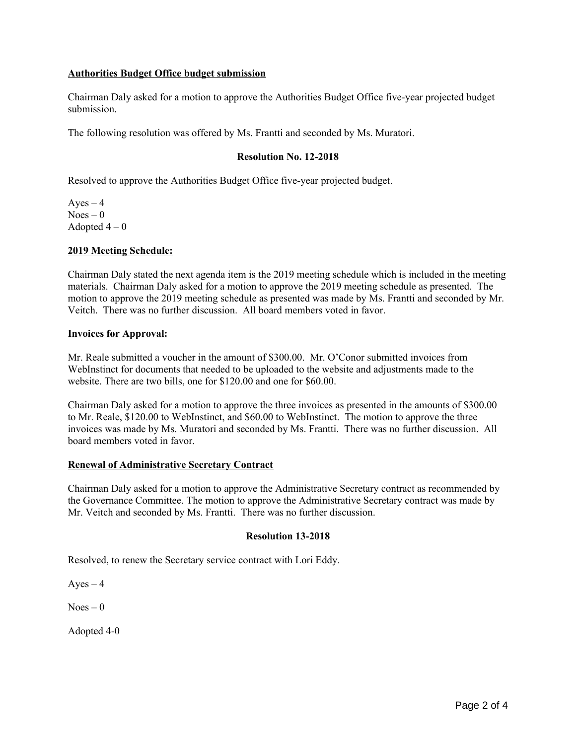**Authorities Budget Office budget submission**

Chairman Daly asked for a motion to approve the Authorities Budget Office five-year projected budget submission.

The following resolution was offered by Ms. Frantti and seconded by Ms. Muratori.

**Resolution No. 12-2018**

Resolved to approve the Authorities Budget Office five-year projected budget.

Ayes – 4
Noes – 0
Adopted 4 – 0

**2019 Meeting Schedule:**

Chairman Daly stated the next agenda item is the 2019 meeting schedule which is included in the meeting materials. Chairman Daly asked for a motion to approve the 2019 meeting schedule as presented. The motion to approve the 2019 meeting schedule as presented was made by Ms. Frantti and seconded by Mr. Veitch. There was no further discussion. All board members voted in favor.

**Invoices for Approval:**

Mr. Reale submitted a voucher in the amount of $300.00. Mr. O'Conor submitted invoices from WebInstinct for documents that needed to be uploaded to the website and adjustments made to the website. There are two bills, one for $120.00 and one for $60.00.

Chairman Daly asked for a motion to approve the three invoices as presented in the amounts of $300.00 to Mr. Reale, $120.00 to WebInstinct, and $60.00 to WebInstinct. The motion to approve the three invoices was made by Ms. Muratori and seconded by Ms. Frantti. There was no further discussion. All board members voted in favor.

**Renewal of Administrative Secretary Contract**

Chairman Daly asked for a motion to approve the Administrative Secretary contract as recommended by the Governance Committee. The motion to approve the Administrative Secretary contract was made by Mr. Veitch and seconded by Ms. Frantti. There was no further discussion.

**Resolution 13-2018**

Resolved, to renew the Secretary service contract with Lori Eddy.

Ayes – 4

Noes – 0

Adopted 4-0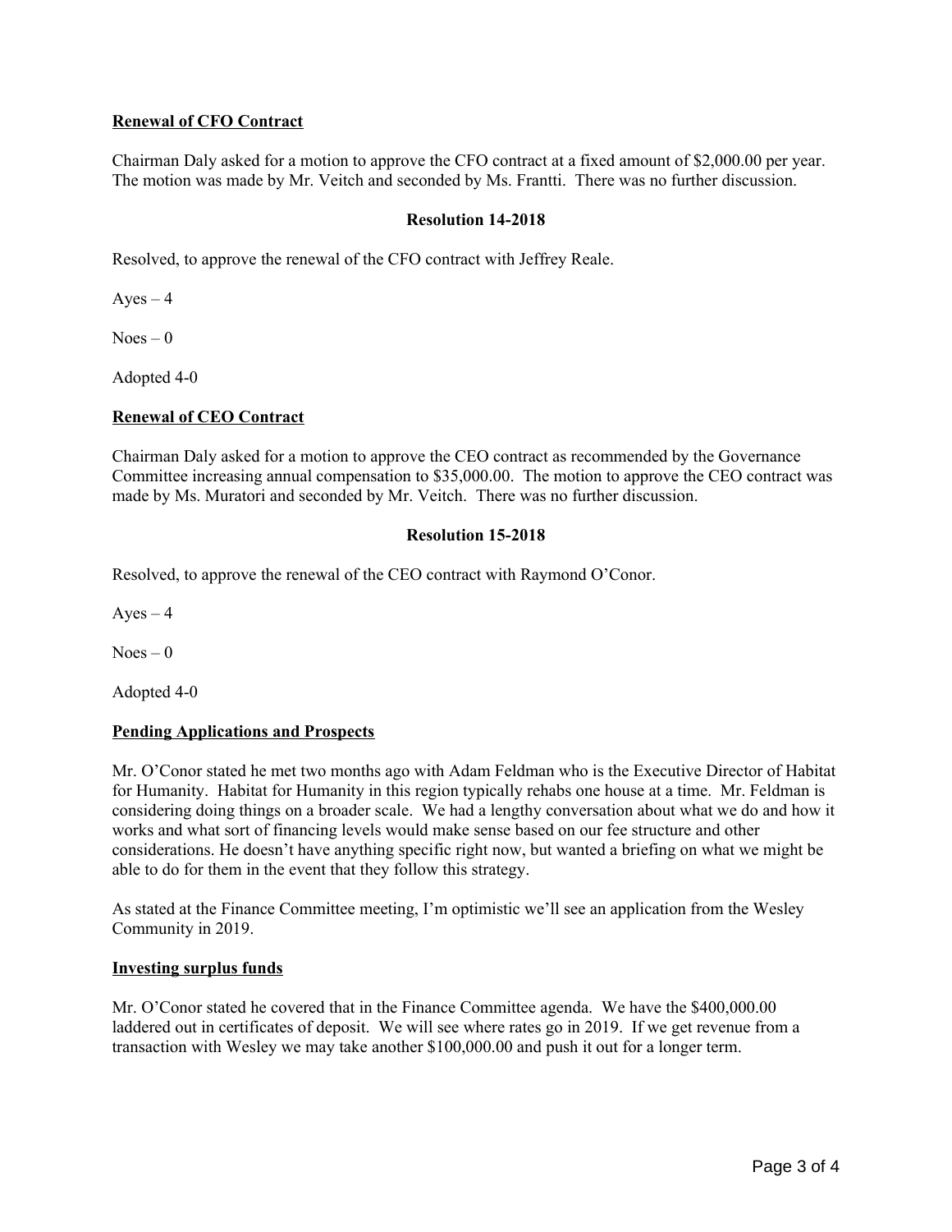**Renewal of CFO Contract**

Chairman Daly asked for a motion to approve the CFO contract at a fixed amount of $2,000.00 per year. The motion was made by Mr. Veitch and seconded by Ms. Frantti. There was no further discussion.

**Resolution 14-2018**

Resolved, to approve the renewal of the CFO contract with Jeffrey Reale.

Ayes – 4

Noes – 0

Adopted 4-0

**Renewal of CEO Contract**

Chairman Daly asked for a motion to approve the CEO contract as recommended by the Governance Committee increasing annual compensation to $35,000.00. The motion to approve the CEO contract was made by Ms. Muratori and seconded by Mr. Veitch. There was no further discussion.

**Resolution 15-2018**

Resolved, to approve the renewal of the CEO contract with Raymond O'Conor.

Ayes – 4

Noes – 0

Adopted 4-0

**Pending Applications and Prospects**

Mr. O'Conor stated he met two months ago with Adam Feldman who is the Executive Director of Habitat for Humanity. Habitat for Humanity in this region typically rehabs one house at a time. Mr. Feldman is considering doing things on a broader scale. We had a lengthy conversation about what we do and how it works and what sort of financing levels would make sense based on our fee structure and other considerations. He doesn't have anything specific right now, but wanted a briefing on what we might be able to do for them in the event that they follow this strategy.

As stated at the Finance Committee meeting, I'm optimistic we'll see an application from the Wesley Community in 2019.

**Investing surplus funds**

Mr. O'Conor stated he covered that in the Finance Committee agenda. We have the $400,000.00 laddered out in certificates of deposit. We will see where rates go in 2019. If we get revenue from a transaction with Wesley we may take another $100,000.00 and push it out for a longer term.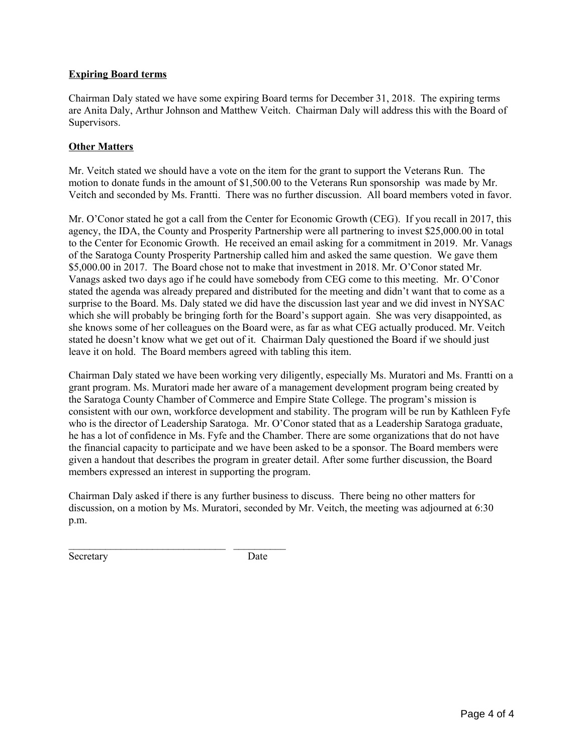**Expiring Board terms**

Chairman Daly stated we have some expiring Board terms for December 31, 2018. The expiring terms are Anita Daly, Arthur Johnson and Matthew Veitch. Chairman Daly will address this with the Board of Supervisors.

**Other Matters**

Mr. Veitch stated we should have a vote on the item for the grant to support the Veterans Run. The motion to donate funds in the amount of $1,500.00 to the Veterans Run sponsorship was made by Mr. Veitch and seconded by Ms. Frantti. There was no further discussion. All board members voted in favor.

Mr. O'Conor stated he got a call from the Center for Economic Growth (CEG). If you recall in 2017, this agency, the IDA, the County and Prosperity Partnership were all partnering to invest $25,000.00 in total to the Center for Economic Growth. He received an email asking for a commitment in 2019. Mr. Vanags of the Saratoga County Prosperity Partnership called him and asked the same question. We gave them $5,000.00 in 2017. The Board chose not to make that investment in 2018. Mr. O'Conor stated Mr. Vanags asked two days ago if he could have somebody from CEG come to this meeting. Mr. O'Conor stated the agenda was already prepared and distributed for the meeting and didn't want that to come as a surprise to the Board. Ms. Daly stated we did have the discussion last year and we did invest in NYSAC which she will probably be bringing forth for the Board's support again. She was very disappointed, as she knows some of her colleagues on the Board were, as far as what CEG actually produced. Mr. Veitch stated he doesn't know what we get out of it. Chairman Daly questioned the Board if we should just leave it on hold. The Board members agreed with tabling this item.

Chairman Daly stated we have been working very diligently, especially Ms. Muratori and Ms. Frantti on a grant program. Ms. Muratori made her aware of a management development program being created by the Saratoga County Chamber of Commerce and Empire State College. The program's mission is consistent with our own, workforce development and stability. The program will be run by Kathleen Fyfe who is the director of Leadership Saratoga. Mr. O'Conor stated that as a Leadership Saratoga graduate, he has a lot of confidence in Ms. Fyfe and the Chamber. There are some organizations that do not have the financial capacity to participate and we have been asked to be a sponsor. The Board members were given a handout that describes the program in greater detail. After some further discussion, the Board members expressed an interest in supporting the program.

Chairman Daly asked if there is any further business to discuss. There being no other matters for discussion, on a motion by Ms. Muratori, seconded by Mr. Veitch, the meeting was adjourned at 6:30 p.m.

_______________________________ __________
Secretary Date